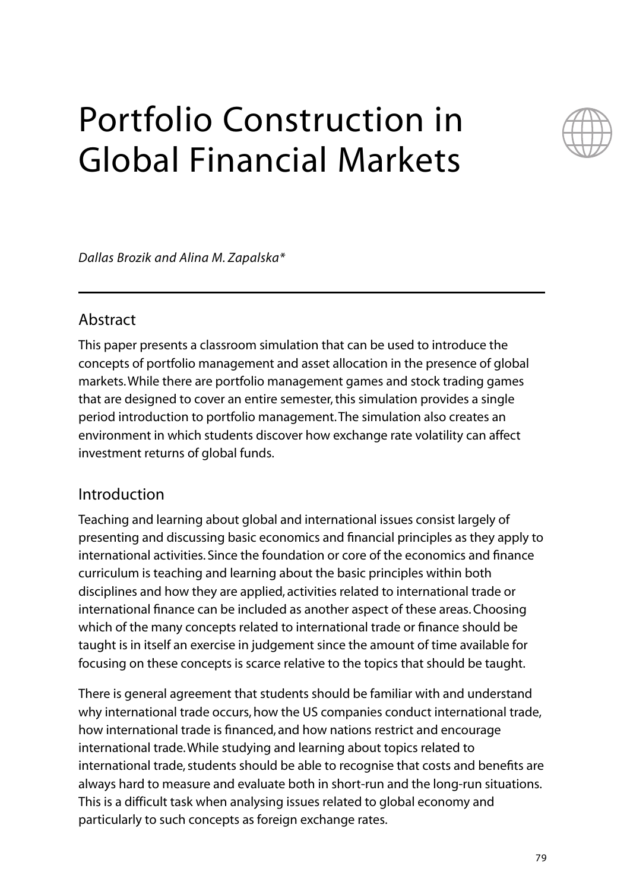# Portfolio Construction in Global Financial Markets

*Dallas Brozik and Alina M. Zapalska**

## Abstract

This paper presents a classroom simulation that can be used to introduce the concepts of portfolio management and asset allocation in the presence of global markets. While there are portfolio management games and stock trading games that are designed to cover an entire semester, this simulation provides a single period introduction to portfolio management. The simulation also creates an environment in which students discover how exchange rate volatility can affect investment returns of global funds.

## Introduction

Teaching and learning about global and international issues consist largely of presenting and discussing basic economics and financial principles as they apply to international activities. Since the foundation or core of the economics and finance curriculum is teaching and learning about the basic principles within both disciplines and how they are applied, activities related to international trade or international finance can be included as another aspect of these areas. Choosing which of the many concepts related to international trade or finance should be taught is in itself an exercise in judgement since the amount of time available for focusing on these concepts is scarce relative to the topics that should be taught.

There is general agreement that students should be familiar with and understand why international trade occurs, how the US companies conduct international trade, how international trade is financed, and how nations restrict and encourage international trade. While studying and learning about topics related to international trade, students should be able to recognise that costs and benefits are always hard to measure and evaluate both in short-run and the long-run situations. This is a difficult task when analysing issues related to global economy and particularly to such concepts as foreign exchange rates.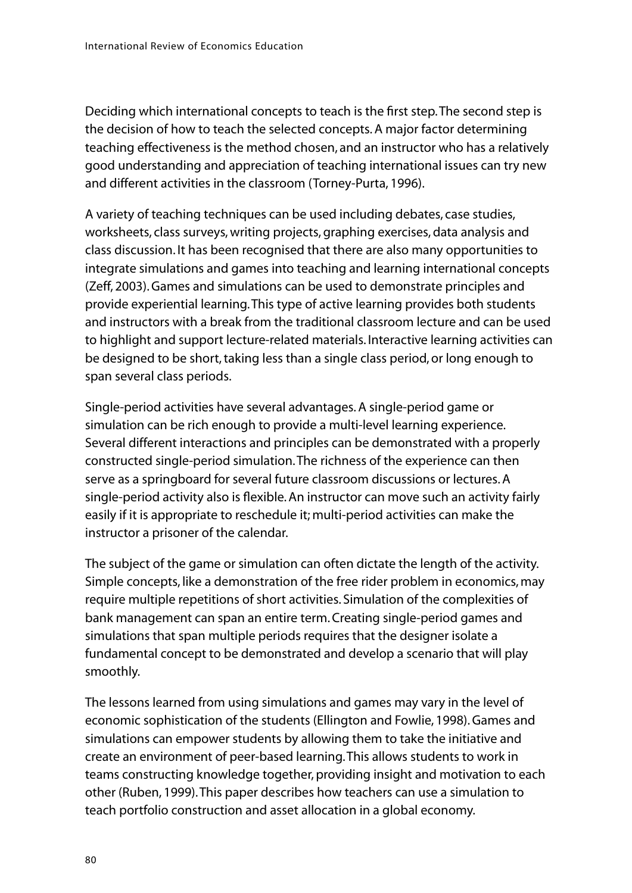Deciding which international concepts to teach is the first step. The second step is the decision of how to teach the selected concepts. A major factor determining teaching effectiveness is the method chosen, and an instructor who has a relatively good understanding and appreciation of teaching international issues can try new and different activities in the classroom (Torney-Purta, 1996).

A variety of teaching techniques can be used including debates, case studies, worksheets, class surveys, writing projects, graphing exercises, data analysis and class discussion. It has been recognised that there are also many opportunities to integrate simulations and games into teaching and learning international concepts (Zeff, 2003). Games and simulations can be used to demonstrate principles and provide experiential learning. This type of active learning provides both students and instructors with a break from the traditional classroom lecture and can be used to highlight and support lecture-related materials. Interactive learning activities can be designed to be short, taking less than a single class period, or long enough to span several class periods.

Single-period activities have several advantages. A single-period game or simulation can be rich enough to provide a multi-level learning experience. Several different interactions and principles can be demonstrated with a properly constructed single-period simulation. The richness of the experience can then serve as a springboard for several future classroom discussions or lectures. A single-period activity also is flexible. An instructor can move such an activity fairly easily if it is appropriate to reschedule it; multi-period activities can make the instructor a prisoner of the calendar.

The subject of the game or simulation can often dictate the length of the activity. Simple concepts, like a demonstration of the free rider problem in economics, may require multiple repetitions of short activities. Simulation of the complexities of bank management can span an entire term. Creating single-period games and simulations that span multiple periods requires that the designer isolate a fundamental concept to be demonstrated and develop a scenario that will play smoothly.

The lessons learned from using simulations and games may vary in the level of economic sophistication of the students (Ellington and Fowlie, 1998). Games and simulations can empower students by allowing them to take the initiative and create an environment of peer-based learning. This allows students to work in teams constructing knowledge together, providing insight and motivation to each other (Ruben, 1999). This paper describes how teachers can use a simulation to teach portfolio construction and asset allocation in a global economy.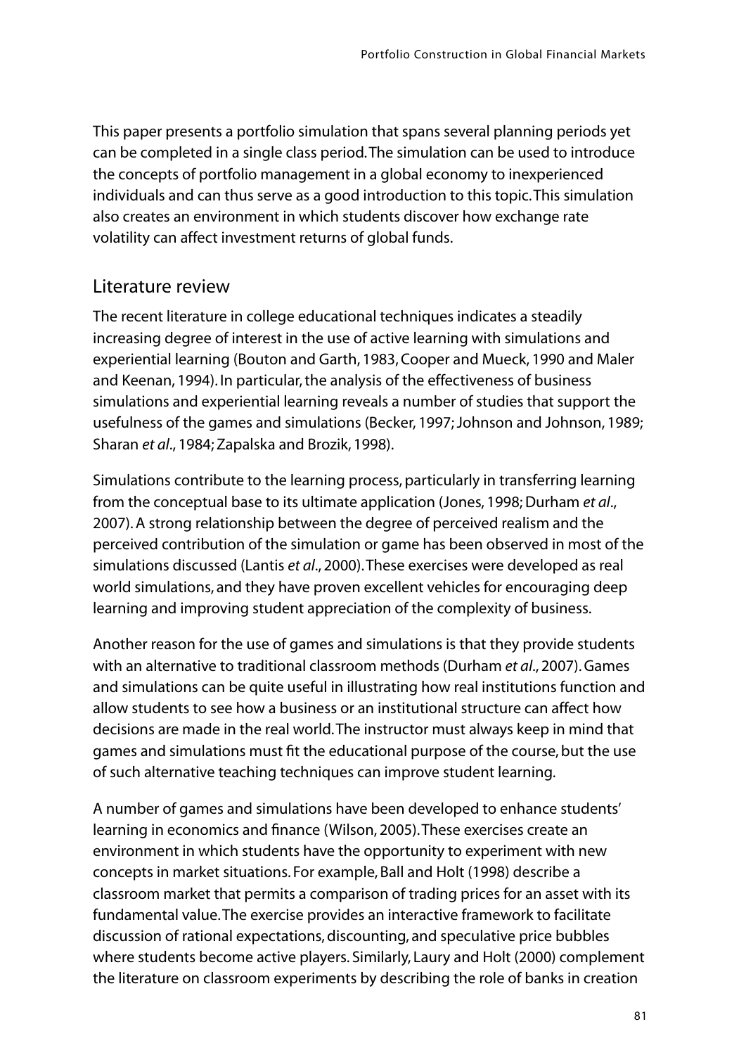This paper presents a portfolio simulation that spans several planning periods yet can be completed in a single class period. The simulation can be used to introduce the concepts of portfolio management in a global economy to inexperienced individuals and can thus serve as a good introduction to this topic. This simulation also creates an environment in which students discover how exchange rate volatility can affect investment returns of global funds.

## Literature review

The recent literature in college educational techniques indicates a steadily increasing degree of interest in the use of active learning with simulations and experiential learning (Bouton and Garth, 1983, Cooper and Mueck, 1990 and Maler and Keenan, 1994). In particular, the analysis of the effectiveness of business simulations and experiential learning reveals a number of studies that support the usefulness of the games and simulations (Becker, 1997; Johnson and Johnson, 1989; Sharan *et al*., 1984; Zapalska and Brozik, 1998).

Simulations contribute to the learning process, particularly in transferring learning from the conceptual base to its ultimate application (Jones, 1998; Durham *et al*., 2007). A strong relationship between the degree of perceived realism and the perceived contribution of the simulation or game has been observed in most of the simulations discussed (Lantis *et al*., 2000). These exercises were developed as real world simulations, and they have proven excellent vehicles for encouraging deep learning and improving student appreciation of the complexity of business.

Another reason for the use of games and simulations is that they provide students with an alternative to traditional classroom methods (Durham *et al*., 2007). Games and simulations can be quite useful in illustrating how real institutions function and allow students to see how a business or an institutional structure can affect how decisions are made in the real world. The instructor must always keep in mind that games and simulations must fit the educational purpose of the course, but the use of such alternative teaching techniques can improve student learning.

A number of games and simulations have been developed to enhance students' learning in economics and finance (Wilson, 2005). These exercises create an environment in which students have the opportunity to experiment with new concepts in market situations. For example, Ball and Holt (1998) describe a classroom market that permits a comparison of trading prices for an asset with its fundamental value. The exercise provides an interactive framework to facilitate discussion of rational expectations, discounting, and speculative price bubbles where students become active players. Similarly, Laury and Holt (2000) complement the literature on classroom experiments by describing the role of banks in creation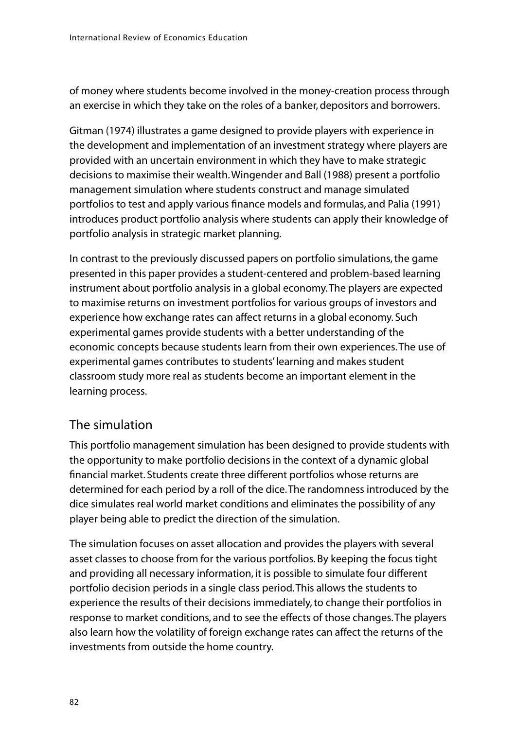of money where students become involved in the money-creation process through an exercise in which they take on the roles of a banker, depositors and borrowers.

Gitman (1974) illustrates a game designed to provide players with experience in the development and implementation of an investment strategy where players are provided with an uncertain environment in which they have to make strategic decisions to maximise their wealth. Wingender and Ball (1988) present a portfolio management simulation where students construct and manage simulated portfolios to test and apply various finance models and formulas, and Palia (1991) introduces product portfolio analysis where students can apply their knowledge of portfolio analysis in strategic market planning.

In contrast to the previously discussed papers on portfolio simulations, the game presented in this paper provides a student-centered and problem-based learning instrument about portfolio analysis in a global economy. The players are expected to maximise returns on investment portfolios for various groups of investors and experience how exchange rates can affect returns in a global economy. Such experimental games provide students with a better understanding of the economic concepts because students learn from their own experiences. The use of experimental games contributes to students' learning and makes student classroom study more real as students become an important element in the learning process.

## The simulation

This portfolio management simulation has been designed to provide students with the opportunity to make portfolio decisions in the context of a dynamic global financial market. Students create three different portfolios whose returns are determined for each period by a roll of the dice. The randomness introduced by the dice simulates real world market conditions and eliminates the possibility of any player being able to predict the direction of the simulation.

The simulation focuses on asset allocation and provides the players with several asset classes to choose from for the various portfolios. By keeping the focus tight and providing all necessary information, it is possible to simulate four different portfolio decision periods in a single class period. This allows the students to experience the results of their decisions immediately, to change their portfolios in response to market conditions, and to see the effects of those changes. The players also learn how the volatility of foreign exchange rates can affect the returns of the investments from outside the home country.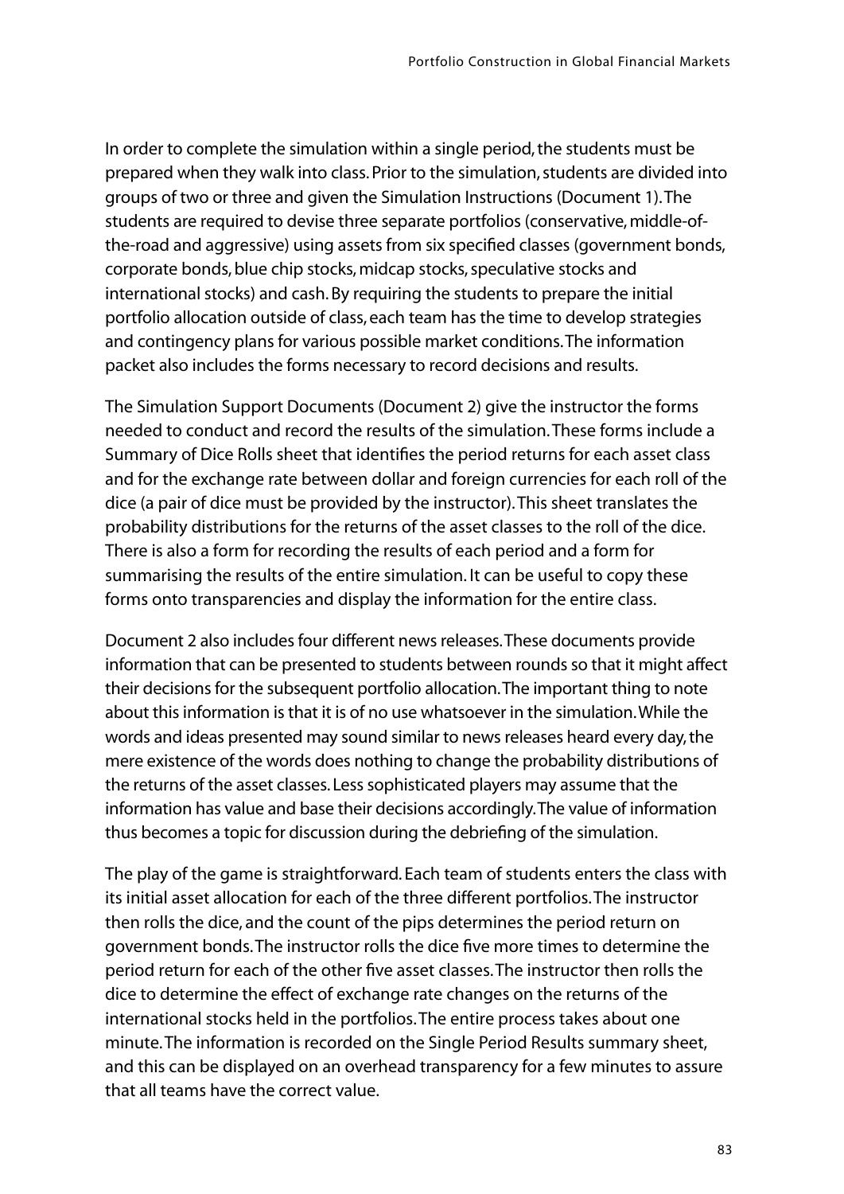In order to complete the simulation within a single period, the students must be prepared when they walk into class. Prior to the simulation, students are divided into groups of two or three and given the Simulation Instructions (Document 1). The students are required to devise three separate portfolios (conservative, middle-of-the-road and aggressive) using assets from six specified classes (government bonds, corporate bonds, blue chip stocks, midcap stocks, speculative stocks and international stocks) and cash. By requiring the students to prepare the initial portfolio allocation outside of class, each team has the time to develop strategies and contingency plans for various possible market conditions. The information packet also includes the forms necessary to record decisions and results.

The Simulation Support Documents (Document 2) give the instructor the forms needed to conduct and record the results of the simulation. These forms include a Summary of Dice Rolls sheet that identifies the period returns for each asset class and for the exchange rate between dollar and foreign currencies for each roll of the dice (a pair of dice must be provided by the instructor). This sheet translates the probability distributions for the returns of the asset classes to the roll of the dice. There is also a form for recording the results of each period and a form for summarising the results of the entire simulation. It can be useful to copy these forms onto transparencies and display the information for the entire class.

Document 2 also includes four different news releases. These documents provide information that can be presented to students between rounds so that it might affect their decisions for the subsequent portfolio allocation. The important thing to note about this information is that it is of no use whatsoever in the simulation. While the words and ideas presented may sound similar to news releases heard every day, the mere existence of the words does nothing to change the probability distributions of the returns of the asset classes. Less sophisticated players may assume that the information has value and base their decisions accordingly. The value of information thus becomes a topic for discussion during the debriefing of the simulation.

The play of the game is straightforward. Each team of students enters the class with its initial asset allocation for each of the three different portfolios. The instructor then rolls the dice, and the count of the pips determines the period return on government bonds. The instructor rolls the dice five more times to determine the period return for each of the other five asset classes. The instructor then rolls the dice to determine the effect of exchange rate changes on the returns of the international stocks held in the portfolios. The entire process takes about one minute. The information is recorded on the Single Period Results summary sheet, and this can be displayed on an overhead transparency for a few minutes to assure that all teams have the correct value.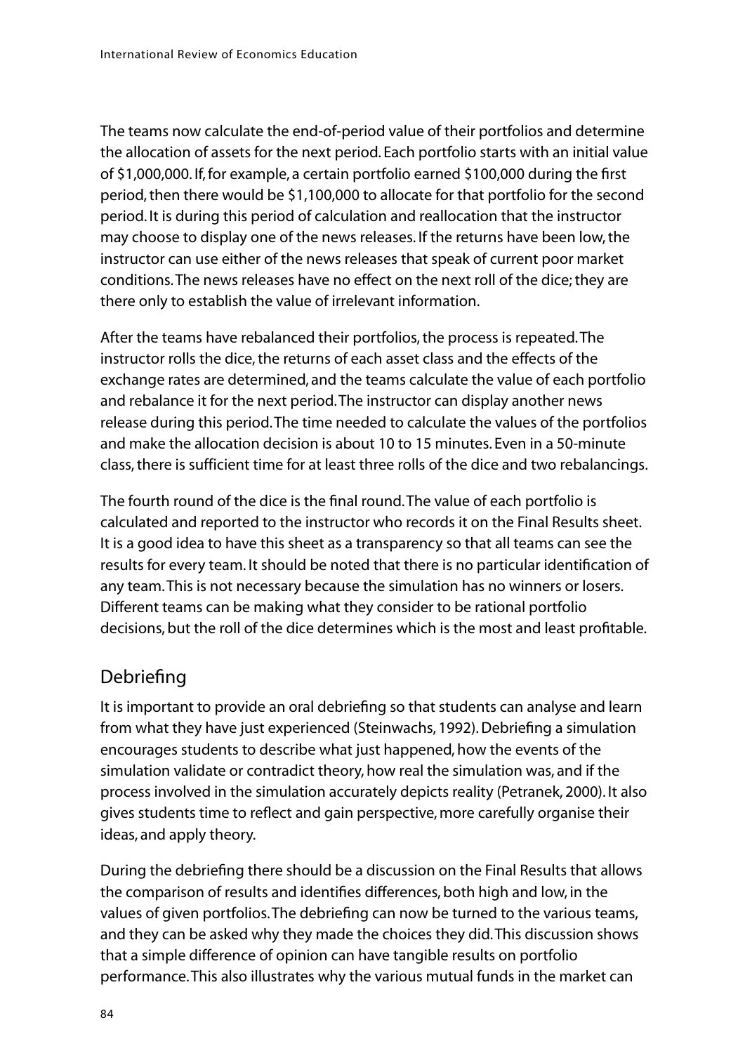The teams now calculate the end-of-period value of their portfolios and determine the allocation of assets for the next period. Each portfolio starts with an initial value of $1,000,000. If, for example, a certain portfolio earned $100,000 during the first period, then there would be $1,100,000 to allocate for that portfolio for the second period. It is during this period of calculation and reallocation that the instructor may choose to display one of the news releases. If the returns have been low, the instructor can use either of the news releases that speak of current poor market conditions. The news releases have no effect on the next roll of the dice; they are there only to establish the value of irrelevant information.

After the teams have rebalanced their portfolios, the process is repeated. The instructor rolls the dice, the returns of each asset class and the effects of the exchange rates are determined, and the teams calculate the value of each portfolio and rebalance it for the next period. The instructor can display another news release during this period. The time needed to calculate the values of the portfolios and make the allocation decision is about 10 to 15 minutes. Even in a 50-minute class, there is sufficient time for at least three rolls of the dice and two rebalancings.

The fourth round of the dice is the final round. The value of each portfolio is calculated and reported to the instructor who records it on the Final Results sheet. It is a good idea to have this sheet as a transparency so that all teams can see the results for every team. It should be noted that there is no particular identification of any team. This is not necessary because the simulation has no winners or losers. Different teams can be making what they consider to be rational portfolio decisions, but the roll of the dice determines which is the most and least profitable.

## Debriefing

It is important to provide an oral debriefing so that students can analyse and learn from what they have just experienced (Steinwachs, 1992). Debriefing a simulation encourages students to describe what just happened, how the events of the simulation validate or contradict theory, how real the simulation was, and if the process involved in the simulation accurately depicts reality (Petranek, 2000). It also gives students time to reflect and gain perspective, more carefully organise their ideas, and apply theory.

During the debriefing there should be a discussion on the Final Results that allows the comparison of results and identifies differences, both high and low, in the values of given portfolios. The debriefing can now be turned to the various teams, and they can be asked why they made the choices they did. This discussion shows that a simple difference of opinion can have tangible results on portfolio performance. This also illustrates why the various mutual funds in the market can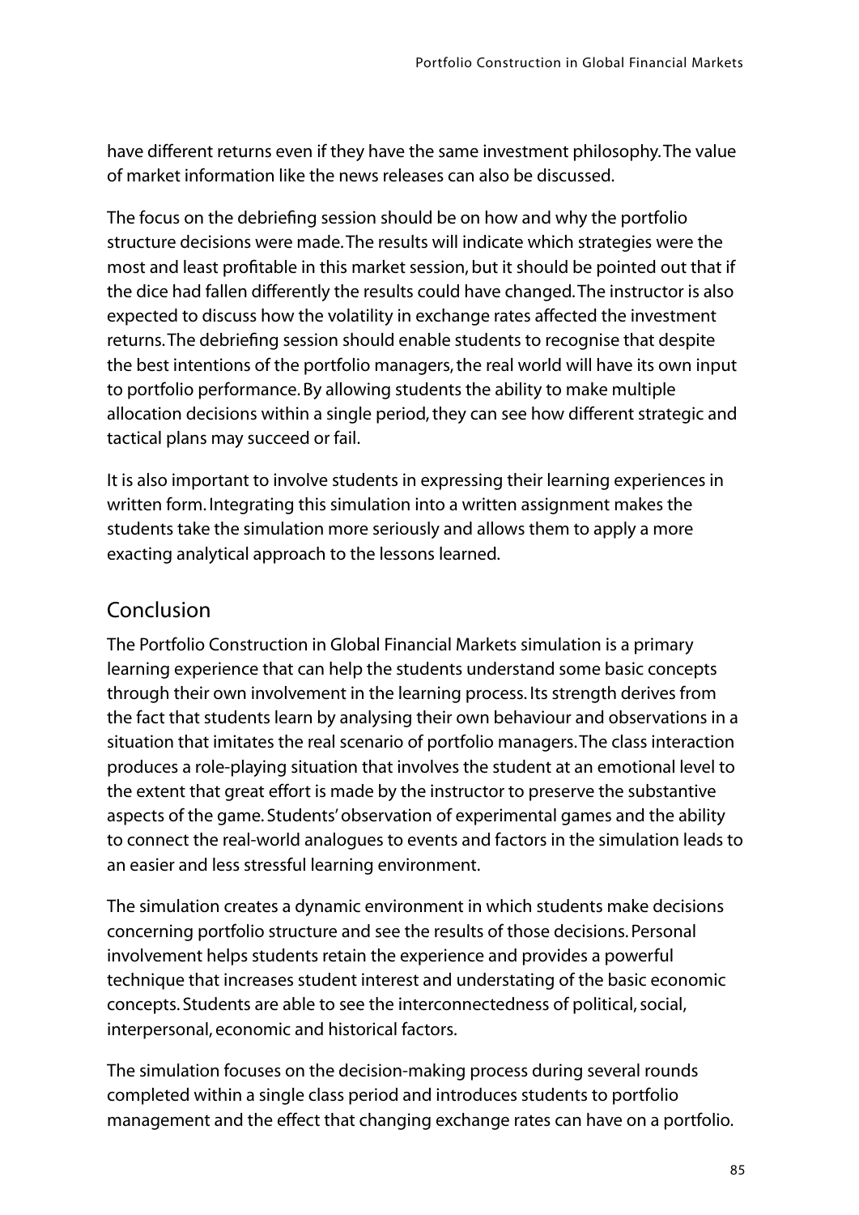have different returns even if they have the same investment philosophy. The value of market information like the news releases can also be discussed.

The focus on the debriefing session should be on how and why the portfolio structure decisions were made. The results will indicate which strategies were the most and least profitable in this market session, but it should be pointed out that if the dice had fallen differently the results could have changed. The instructor is also expected to discuss how the volatility in exchange rates affected the investment returns. The debriefing session should enable students to recognise that despite the best intentions of the portfolio managers, the real world will have its own input to portfolio performance. By allowing students the ability to make multiple allocation decisions within a single period, they can see how different strategic and tactical plans may succeed or fail.

It is also important to involve students in expressing their learning experiences in written form. Integrating this simulation into a written assignment makes the students take the simulation more seriously and allows them to apply a more exacting analytical approach to the lessons learned.

## Conclusion

The Portfolio Construction in Global Financial Markets simulation is a primary learning experience that can help the students understand some basic concepts through their own involvement in the learning process. Its strength derives from the fact that students learn by analysing their own behaviour and observations in a situation that imitates the real scenario of portfolio managers. The class interaction produces a role-playing situation that involves the student at an emotional level to the extent that great effort is made by the instructor to preserve the substantive aspects of the game. Students' observation of experimental games and the ability to connect the real-world analogues to events and factors in the simulation leads to an easier and less stressful learning environment.

The simulation creates a dynamic environment in which students make decisions concerning portfolio structure and see the results of those decisions. Personal involvement helps students retain the experience and provides a powerful technique that increases student interest and understating of the basic economic concepts. Students are able to see the interconnectedness of political, social, interpersonal, economic and historical factors.

The simulation focuses on the decision-making process during several rounds completed within a single class period and introduces students to portfolio management and the effect that changing exchange rates can have on a portfolio.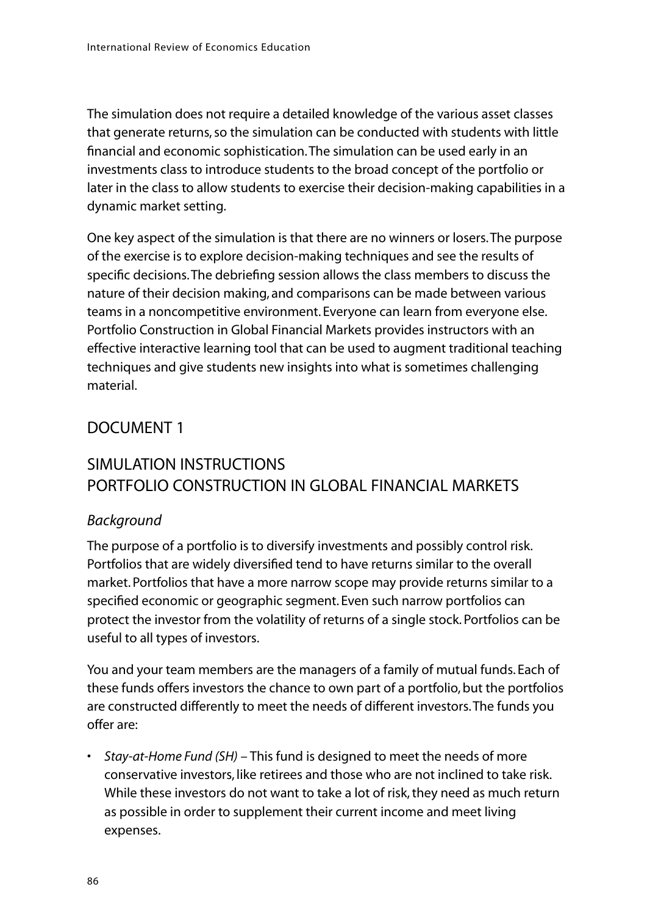The simulation does not require a detailed knowledge of the various asset classes that generate returns, so the simulation can be conducted with students with little financial and economic sophistication. The simulation can be used early in an investments class to introduce students to the broad concept of the portfolio or later in the class to allow students to exercise their decision-making capabilities in a dynamic market setting.

One key aspect of the simulation is that there are no winners or losers. The purpose of the exercise is to explore decision-making techniques and see the results of specific decisions. The debriefing session allows the class members to discuss the nature of their decision making, and comparisons can be made between various teams in a noncompetitive environment. Everyone can learn from everyone else. Portfolio Construction in Global Financial Markets provides instructors with an effective interactive learning tool that can be used to augment traditional teaching techniques and give students new insights into what is sometimes challenging material.

## DOCUMENT 1

## SIMULATION INSTRUCTIONS PORTFOLIO CONSTRUCTION IN GLOBAL FINANCIAL MARKETS

### *Background*

The purpose of a portfolio is to diversify investments and possibly control risk. Portfolios that are widely diversified tend to have returns similar to the overall market. Portfolios that have a more narrow scope may provide returns similar to a specified economic or geographic segment. Even such narrow portfolios can protect the investor from the volatility of returns of a single stock. Portfolios can be useful to all types of investors.

You and your team members are the managers of a family of mutual funds. Each of these funds offers investors the chance to own part of a portfolio, but the portfolios are constructed differently to meet the needs of different investors. The funds you offer are:

- *Stay-at-Home Fund (SH)* – This fund is designed to meet the needs of more conservative investors, like retirees and those who are not inclined to take risk. While these investors do not want to take a lot of risk, they need as much return as possible in order to supplement their current income and meet living expenses.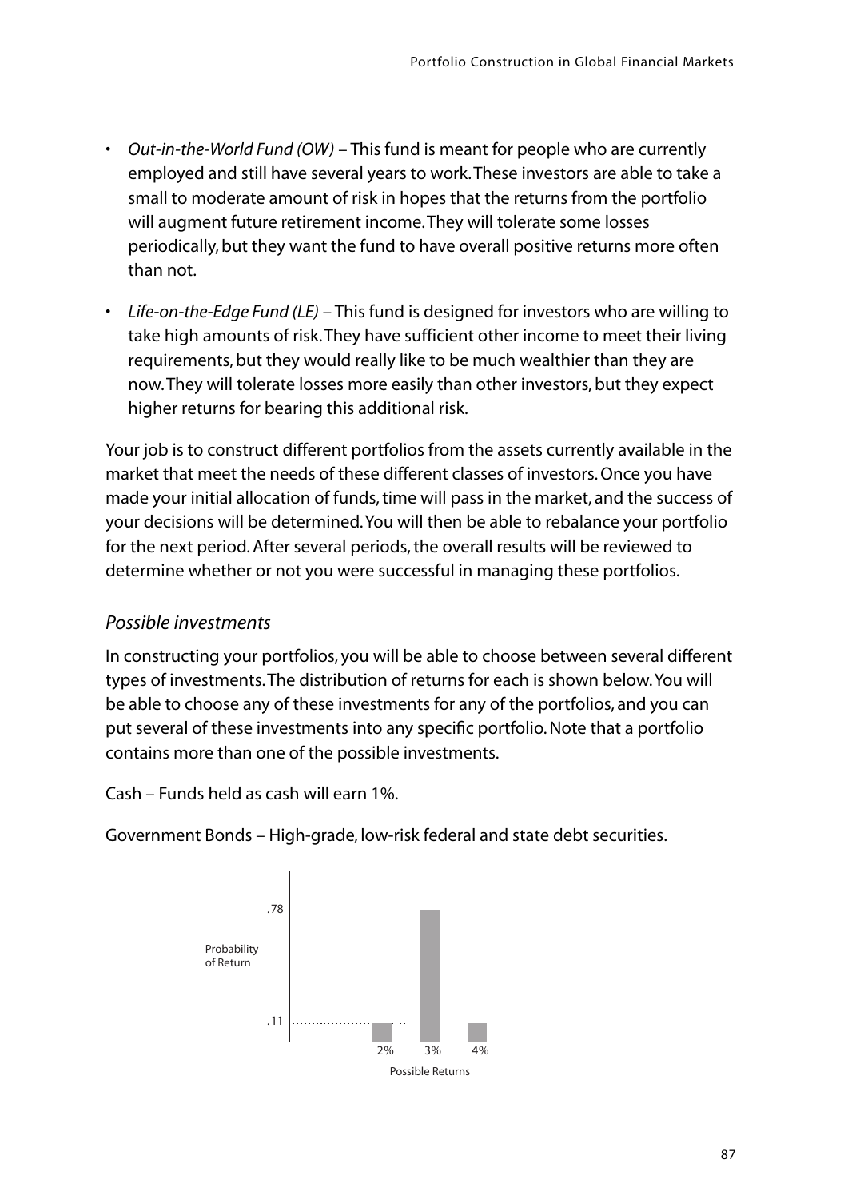- *Out-in-the-World Fund (OW)* – This fund is meant for people who are currently employed and still have several years to work. These investors are able to take a small to moderate amount of risk in hopes that the returns from the portfolio will augment future retirement income. They will tolerate some losses periodically, but they want the fund to have overall positive returns more often than not.
- *Life-on-the-Edge Fund (LE)* – This fund is designed for investors who are willing to take high amounts of risk. They have sufficient other income to meet their living requirements, but they would really like to be much wealthier than they are now. They will tolerate losses more easily than other investors, but they expect higher returns for bearing this additional risk.

Your job is to construct different portfolios from the assets currently available in the market that meet the needs of these different classes of investors. Once you have made your initial allocation of funds, time will pass in the market, and the success of your decisions will be determined. You will then be able to rebalance your portfolio for the next period. After several periods, the overall results will be reviewed to determine whether or not you were successful in managing these portfolios.

### *Possible investments*

In constructing your portfolios, you will be able to choose between several different types of investments. The distribution of returns for each is shown below. You will be able to choose any of these investments for any of the portfolios, and you can put several of these investments into any specific portfolio. Note that a portfolio contains more than one of the possible investments.

Cash – Funds held as cash will earn 1%.

Government Bonds – High-grade, low-risk federal and state debt securities.

| Possible Returns | 2% | 3% | 4% |
|---|---|---|---|
| Probability of Return | .11 | .78 | .11 |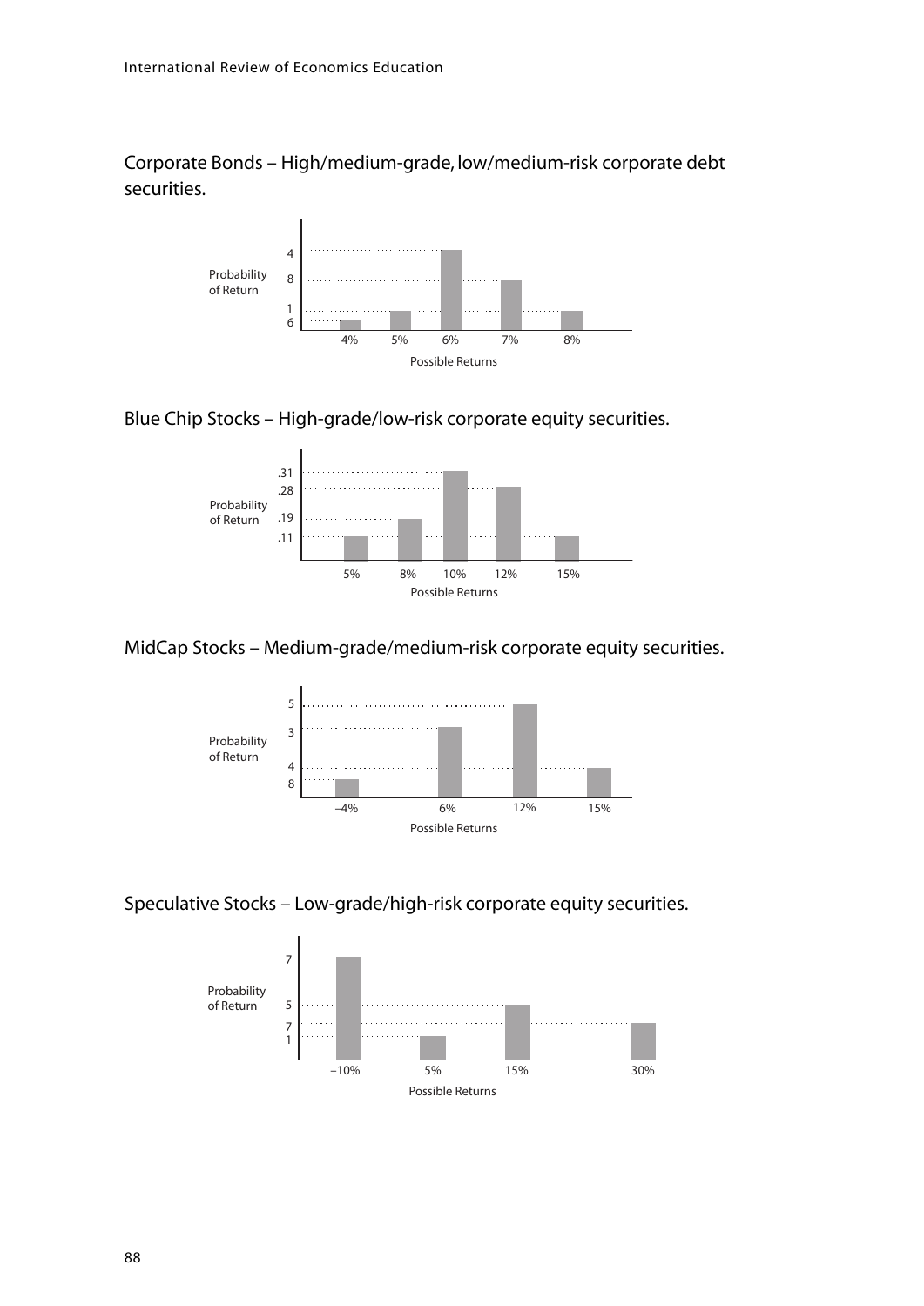Corporate Bonds – High/medium-grade, low/medium-risk corporate debt securities.

| Possible Returns | 4% | 5% | 6% | 7% | 8% |
|---|---|---|---|---|---|

Probability of Return (axis labels): 4, 8, 1, 6

Blue Chip Stocks – High-grade/low-risk corporate equity securities.

| Possible Returns | 5% | 8% | 10% | 12% | 15% |
|---|---|---|---|---|---|

Probability of Return (axis labels): .31, .28, .19, .11

MidCap Stocks – Medium-grade/medium-risk corporate equity securities.

| Possible Returns | –4% | 6% | 12% | 15% |
|---|---|---|---|---|

Probability of Return (axis labels): 5, 3, 4, 8

Speculative Stocks – Low-grade/high-risk corporate equity securities.

| Possible Returns | –10% | 5% | 15% | 30% |
|---|---|---|---|---|

Probability of Return (axis labels): 7, 5, 7, 1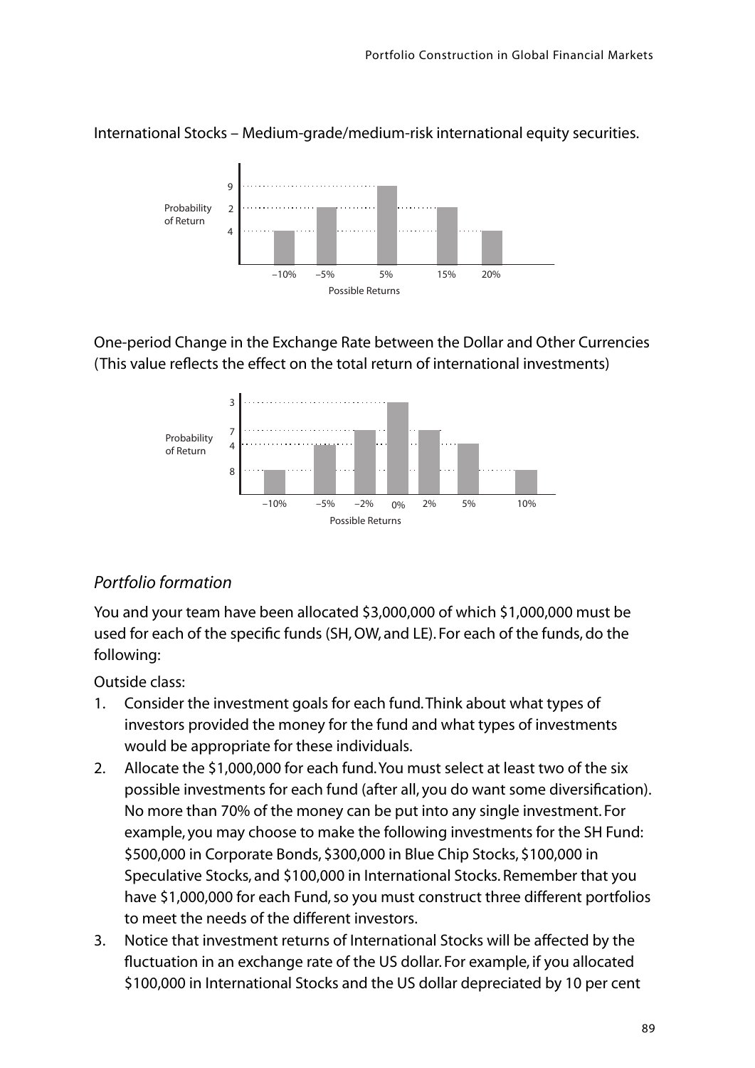International Stocks – Medium-grade/medium-risk international equity securities.

| Possible Returns | –10% | –5% | 5% | 15% | 20% |
|---|---|---|---|---|---|
| Probability of Return | 4 | 2 | 9 | 2 | 4 |

One-period Change in the Exchange Rate between the Dollar and Other Currencies (This value reflects the effect on the total return of international investments)

| Possible Returns | –10% | –5% | –2% | 0% | 2% | 5% | 10% |
|---|---|---|---|---|---|---|---|
| Probability of Return | 8 | 4 | 7 | 3 | 7 | 4 | 8 |

## *Portfolio formation*

You and your team have been allocated $3,000,000 of which $1,000,000 must be used for each of the specific funds (SH, OW, and LE). For each of the funds, do the following:

Outside class:

1. Consider the investment goals for each fund. Think about what types of investors provided the money for the fund and what types of investments would be appropriate for these individuals.
2. Allocate the $1,000,000 for each fund. You must select at least two of the six possible investments for each fund (after all, you do want some diversification). No more than 70% of the money can be put into any single investment. For example, you may choose to make the following investments for the SH Fund: $500,000 in Corporate Bonds, $300,000 in Blue Chip Stocks, $100,000 in Speculative Stocks, and $100,000 in International Stocks. Remember that you have $1,000,000 for each Fund, so you must construct three different portfolios to meet the needs of the different investors.
3. Notice that investment returns of International Stocks will be affected by the fluctuation in an exchange rate of the US dollar. For example, if you allocated $100,000 in International Stocks and the US dollar depreciated by 10 per cent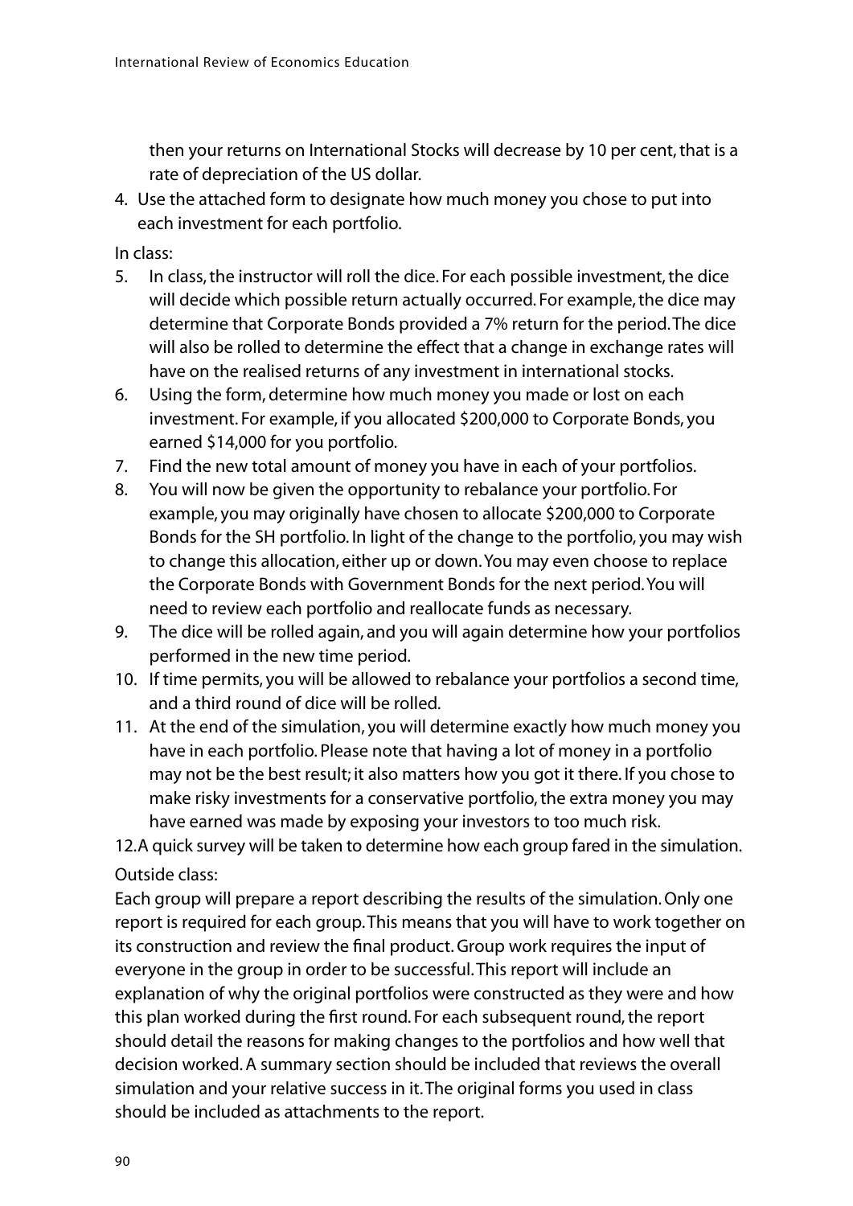then your returns on International Stocks will decrease by 10 per cent, that is a rate of depreciation of the US dollar.

4. Use the attached form to designate how much money you chose to put into each investment for each portfolio.

In class:

5. In class, the instructor will roll the dice. For each possible investment, the dice will decide which possible return actually occurred. For example, the dice may determine that Corporate Bonds provided a 7% return for the period. The dice will also be rolled to determine the effect that a change in exchange rates will have on the realised returns of any investment in international stocks.
6. Using the form, determine how much money you made or lost on each investment. For example, if you allocated $200,000 to Corporate Bonds, you earned $14,000 for you portfolio.
7. Find the new total amount of money you have in each of your portfolios.
8. You will now be given the opportunity to rebalance your portfolio. For example, you may originally have chosen to allocate $200,000 to Corporate Bonds for the SH portfolio. In light of the change to the portfolio, you may wish to change this allocation, either up or down. You may even choose to replace the Corporate Bonds with Government Bonds for the next period. You will need to review each portfolio and reallocate funds as necessary.
9. The dice will be rolled again, and you will again determine how your portfolios performed in the new time period.
10. If time permits, you will be allowed to rebalance your portfolios a second time, and a third round of dice will be rolled.
11. At the end of the simulation, you will determine exactly how much money you have in each portfolio. Please note that having a lot of money in a portfolio may not be the best result; it also matters how you got it there. If you chose to make risky investments for a conservative portfolio, the extra money you may have earned was made by exposing your investors to too much risk.
12. A quick survey will be taken to determine how each group fared in the simulation.

Outside class:

Each group will prepare a report describing the results of the simulation. Only one report is required for each group. This means that you will have to work together on its construction and review the final product. Group work requires the input of everyone in the group in order to be successful. This report will include an explanation of why the original portfolios were constructed as they were and how this plan worked during the first round. For each subsequent round, the report should detail the reasons for making changes to the portfolios and how well that decision worked. A summary section should be included that reviews the overall simulation and your relative success in it. The original forms you used in class should be included as attachments to the report.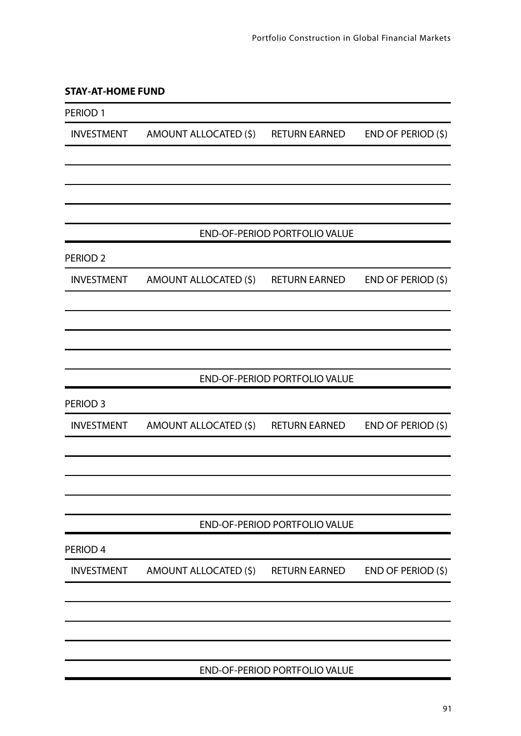**STAY-AT-HOME FUND**

PERIOD 1

| INVESTMENT | AMOUNT ALLOCATED ($) | RETURN EARNED | END OF PERIOD ($) |
|---|---|---|---|
| | | | |
| | | | |
| | | | |
| | | | |
| | | END-OF-PERIOD PORTFOLIO VALUE | |

PERIOD 2

| INVESTMENT | AMOUNT ALLOCATED ($) | RETURN EARNED | END OF PERIOD ($) |
|---|---|---|---|
| | | | |
| | | | |
| | | | |
| | | | |
| | | END-OF-PERIOD PORTFOLIO VALUE | |

PERIOD 3

| INVESTMENT | AMOUNT ALLOCATED ($) | RETURN EARNED | END OF PERIOD ($) |
|---|---|---|---|
| | | | |
| | | | |
| | | | |
| | | | |
| | | END-OF-PERIOD PORTFOLIO VALUE | |

PERIOD 4

| INVESTMENT | AMOUNT ALLOCATED ($) | RETURN EARNED | END OF PERIOD ($) |
|---|---|---|---|
| | | | |
| | | | |
| | | | |
| | | | |
| | | END-OF-PERIOD PORTFOLIO VALUE | |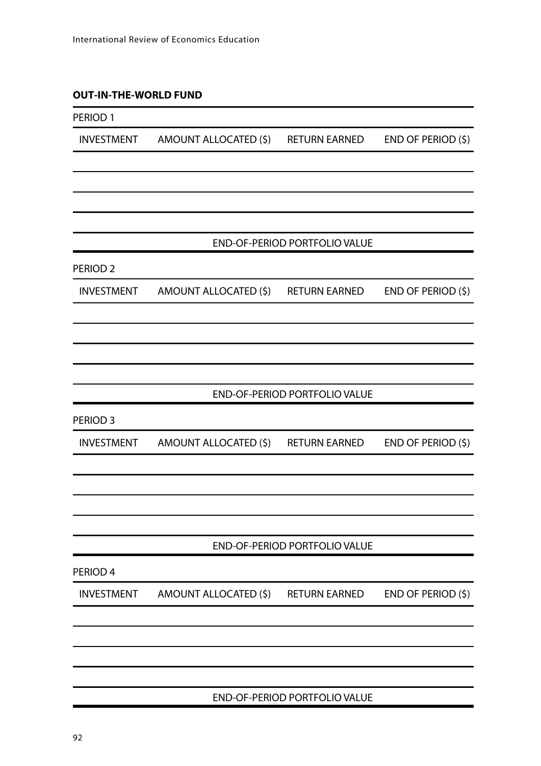**OUT-IN-THE-WORLD FUND**

PERIOD 1

| INVESTMENT | AMOUNT ALLOCATED ($) | RETURN EARNED | END OF PERIOD ($) |
| --- | --- | --- | --- |
| | | | |
| | | | |
| | | | |
| | | | |
| | | END-OF-PERIOD PORTFOLIO VALUE | |

PERIOD 2

| INVESTMENT | AMOUNT ALLOCATED ($) | RETURN EARNED | END OF PERIOD ($) |
| --- | --- | --- | --- |
| | | | |
| | | | |
| | | | |
| | | | |
| | | END-OF-PERIOD PORTFOLIO VALUE | |

PERIOD 3

| INVESTMENT | AMOUNT ALLOCATED ($) | RETURN EARNED | END OF PERIOD ($) |
| --- | --- | --- | --- |
| | | | |
| | | | |
| | | | |
| | | | |
| | | END-OF-PERIOD PORTFOLIO VALUE | |

PERIOD 4

| INVESTMENT | AMOUNT ALLOCATED ($) | RETURN EARNED | END OF PERIOD ($) |
| --- | --- | --- | --- |
| | | | |
| | | | |
| | | | |
| | | | |
| | | END-OF-PERIOD PORTFOLIO VALUE | |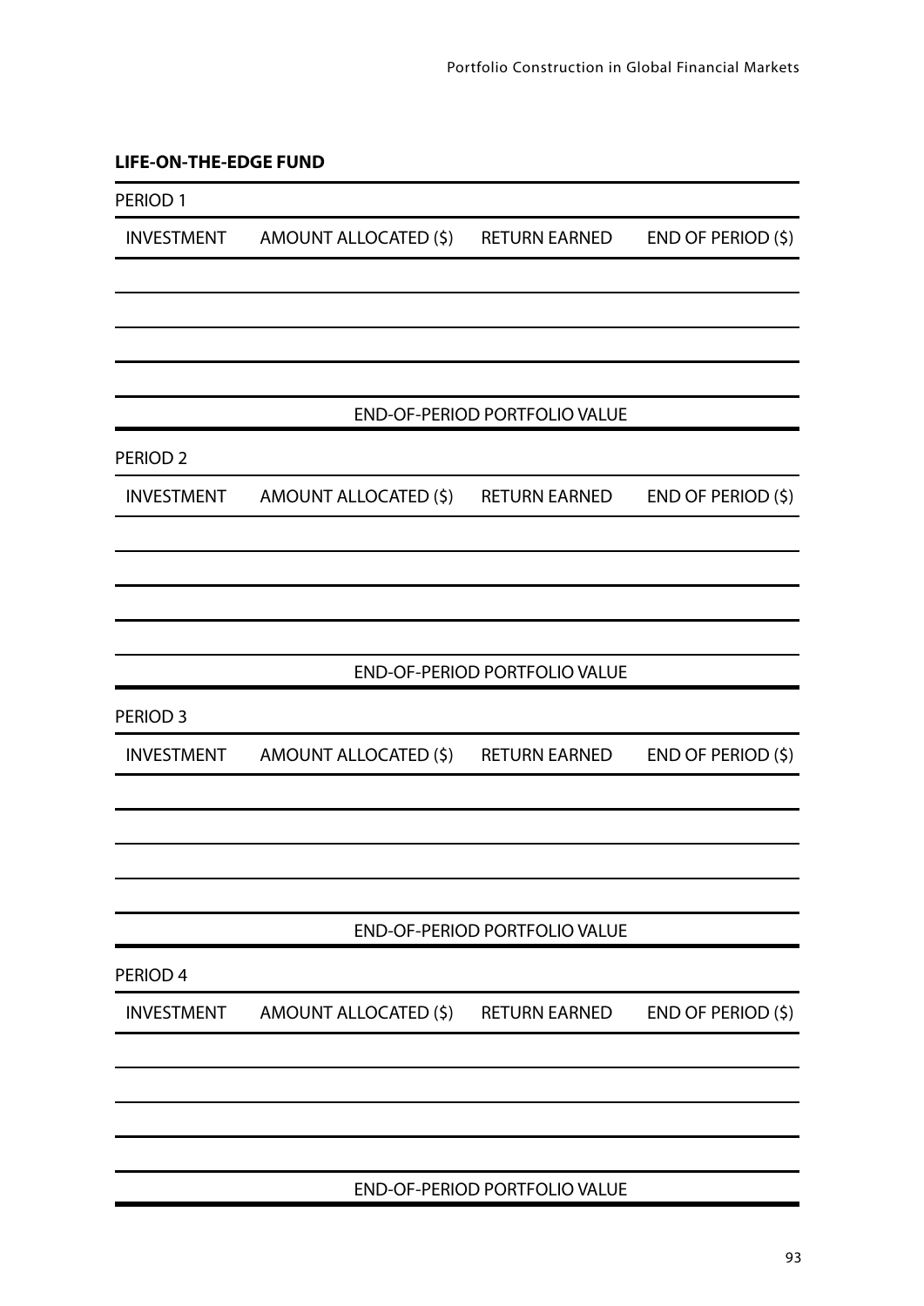**LIFE-ON-THE-EDGE FUND**

PERIOD 1

| INVESTMENT | AMOUNT ALLOCATED ($) | RETURN EARNED | END OF PERIOD ($) |
|---|---|---|---|
| | | | |
| | | | |
| | | | |
| | | | |
| | | END-OF-PERIOD PORTFOLIO VALUE | |

PERIOD 2

| INVESTMENT | AMOUNT ALLOCATED ($) | RETURN EARNED | END OF PERIOD ($) |
|---|---|---|---|
| | | | |
| | | | |
| | | | |
| | | | |
| | | END-OF-PERIOD PORTFOLIO VALUE | |

PERIOD 3

| INVESTMENT | AMOUNT ALLOCATED ($) | RETURN EARNED | END OF PERIOD ($) |
|---|---|---|---|
| | | | |
| | | | |
| | | | |
| | | | |
| | | END-OF-PERIOD PORTFOLIO VALUE | |

PERIOD 4

| INVESTMENT | AMOUNT ALLOCATED ($) | RETURN EARNED | END OF PERIOD ($) |
|---|---|---|---|
| | | | |
| | | | |
| | | | |
| | | | |
| | | END-OF-PERIOD PORTFOLIO VALUE | |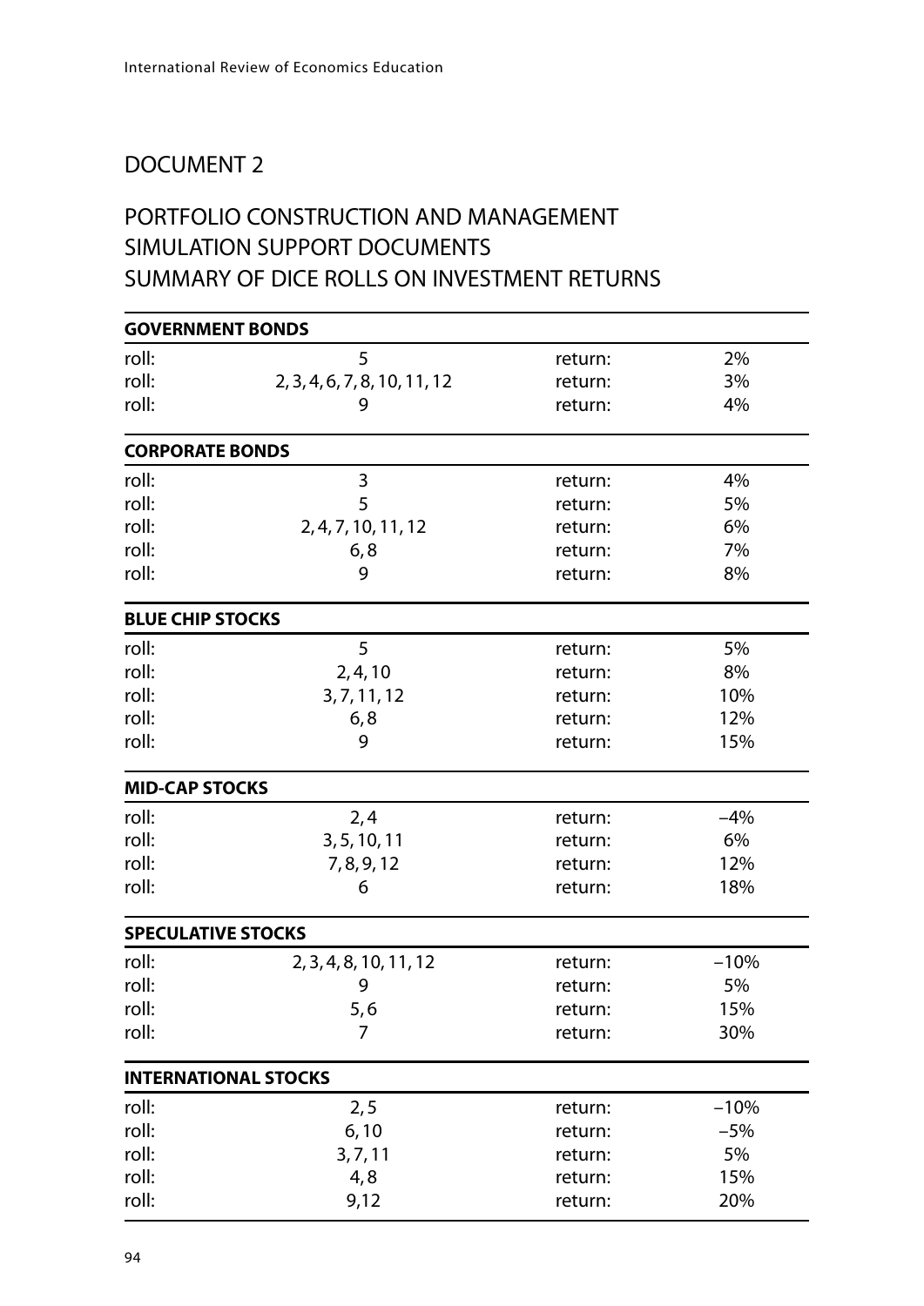## DOCUMENT 2

## PORTFOLIO CONSTRUCTION AND MANAGEMENT SIMULATION SUPPORT DOCUMENTS SUMMARY OF DICE ROLLS ON INVESTMENT RETURNS

| **GOVERNMENT BONDS** | | | |
|---|---|---|---|
| roll: | 5 | return: | 2% |
| roll: | 2, 3, 4, 6, 7, 8, 10, 11, 12 | return: | 3% |
| roll: | 9 | return: | 4% |
| **CORPORATE BONDS** | | | |
| roll: | 3 | return: | 4% |
| roll: | 5 | return: | 5% |
| roll: | 2, 4, 7, 10, 11, 12 | return: | 6% |
| roll: | 6, 8 | return: | 7% |
| roll: | 9 | return: | 8% |
| **BLUE CHIP STOCKS** | | | |
| roll: | 5 | return: | 5% |
| roll: | 2, 4, 10 | return: | 8% |
| roll: | 3, 7, 11, 12 | return: | 10% |
| roll: | 6, 8 | return: | 12% |
| roll: | 9 | return: | 15% |
| **MID-CAP STOCKS** | | | |
| roll: | 2, 4 | return: | –4% |
| roll: | 3, 5, 10, 11 | return: | 6% |
| roll: | 7, 8, 9, 12 | return: | 12% |
| roll: | 6 | return: | 18% |
| **SPECULATIVE STOCKS** | | | |
| roll: | 2, 3, 4, 8, 10, 11, 12 | return: | –10% |
| roll: | 9 | return: | 5% |
| roll: | 5, 6 | return: | 15% |
| roll: | 7 | return: | 30% |
| **INTERNATIONAL STOCKS** | | | |
| roll: | 2, 5 | return: | –10% |
| roll: | 6, 10 | return: | –5% |
| roll: | 3, 7, 11 | return: | 5% |
| roll: | 4, 8 | return: | 15% |
| roll: | 9,12 | return: | 20% |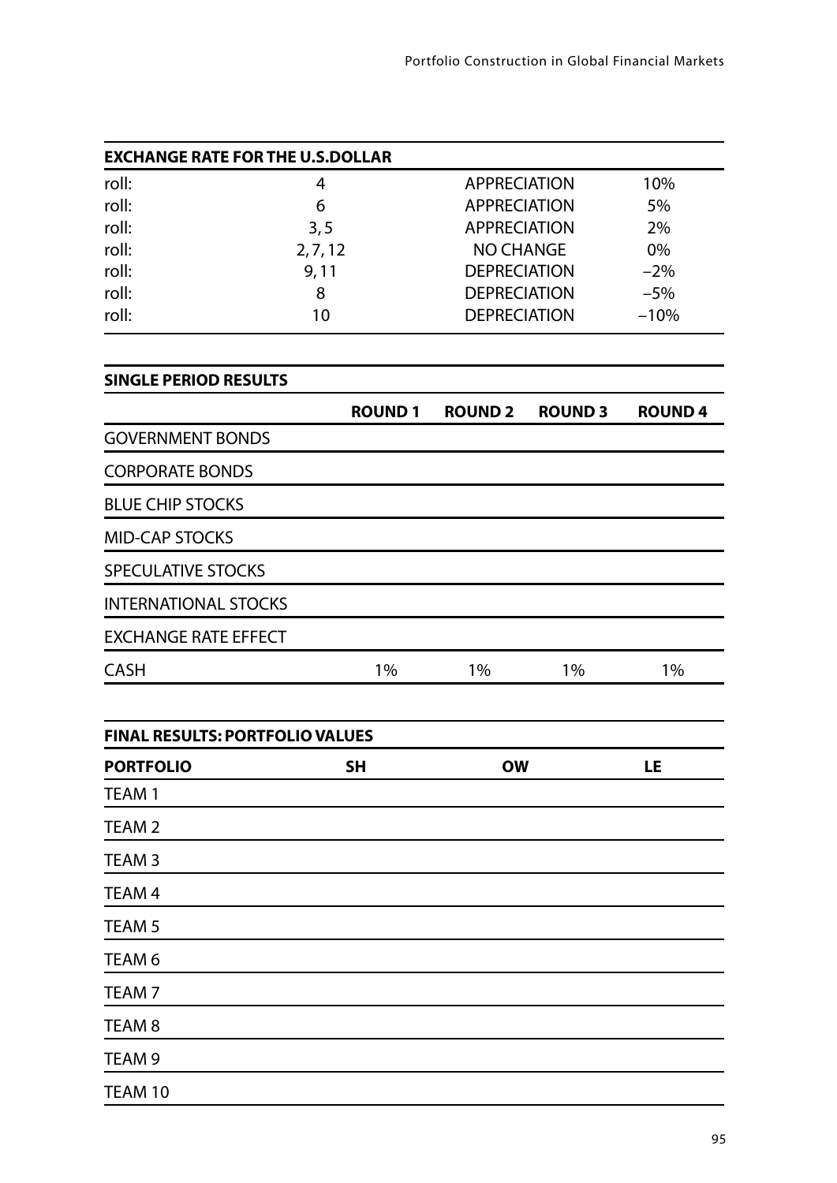| EXCHANGE RATE FOR THE U.S.DOLLAR | | | |
|---|---|---|---|
| roll: | 4 | APPRECIATION | 10% |
| roll: | 6 | APPRECIATION | 5% |
| roll: | 3, 5 | APPRECIATION | 2% |
| roll: | 2, 7, 12 | NO CHANGE | 0% |
| roll: | 9, 11 | DEPRECIATION | −2% |
| roll: | 8 | DEPRECIATION | −5% |
| roll: | 10 | DEPRECIATION | −10% |

| SINGLE PERIOD RESULTS | | | | |
|---|---|---|---|---|
| | **ROUND 1** | **ROUND 2** | **ROUND 3** | **ROUND 4** |
| GOVERNMENT BONDS | | | | |
| CORPORATE BONDS | | | | |
| BLUE CHIP STOCKS | | | | |
| MID-CAP STOCKS | | | | |
| SPECULATIVE STOCKS | | | | |
| INTERNATIONAL STOCKS | | | | |
| EXCHANGE RATE EFFECT | | | | |
| CASH | 1% | 1% | 1% | 1% |

| FINAL RESULTS: PORTFOLIO VALUES | | | |
|---|---|---|---|
| **PORTFOLIO** | **SH** | **OW** | **LE** |
| TEAM 1 | | | |
| TEAM 2 | | | |
| TEAM 3 | | | |
| TEAM 4 | | | |
| TEAM 5 | | | |
| TEAM 6 | | | |
| TEAM 7 | | | |
| TEAM 8 | | | |
| TEAM 9 | | | |
| TEAM 10 | | | |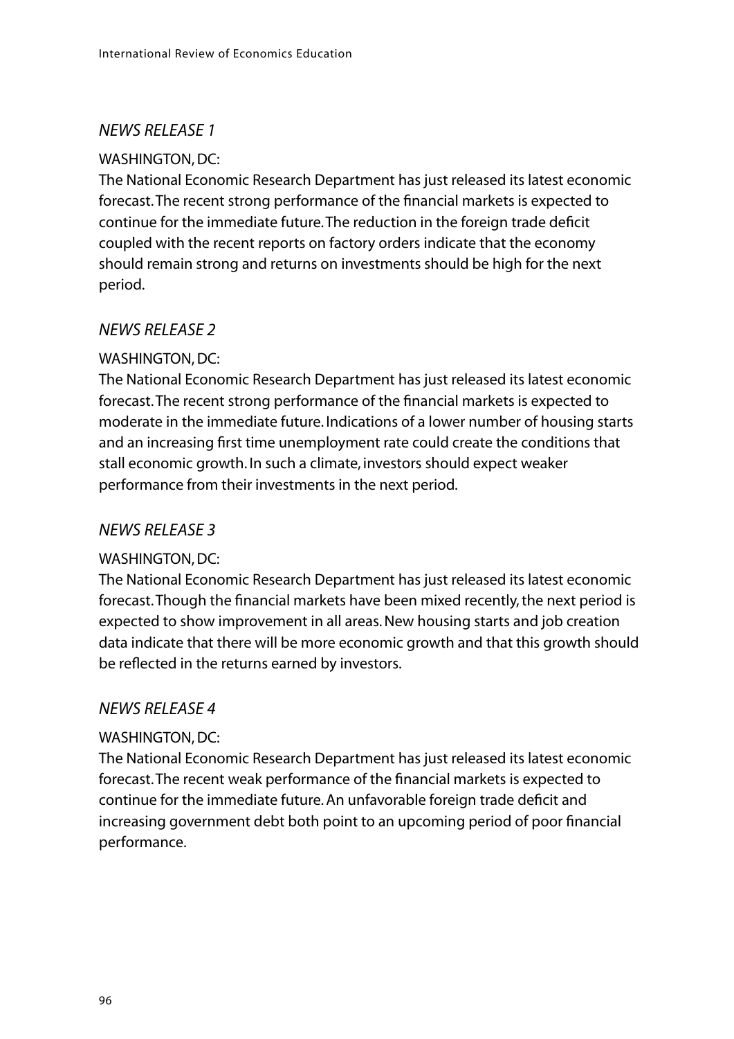*NEWS RELEASE 1*

WASHINGTON, DC:

The National Economic Research Department has just released its latest economic forecast. The recent strong performance of the financial markets is expected to continue for the immediate future. The reduction in the foreign trade deficit coupled with the recent reports on factory orders indicate that the economy should remain strong and returns on investments should be high for the next period.

*NEWS RELEASE 2*

WASHINGTON, DC:

The National Economic Research Department has just released its latest economic forecast. The recent strong performance of the financial markets is expected to moderate in the immediate future. Indications of a lower number of housing starts and an increasing first time unemployment rate could create the conditions that stall economic growth. In such a climate, investors should expect weaker performance from their investments in the next period.

*NEWS RELEASE 3*

WASHINGTON, DC:

The National Economic Research Department has just released its latest economic forecast. Though the financial markets have been mixed recently, the next period is expected to show improvement in all areas. New housing starts and job creation data indicate that there will be more economic growth and that this growth should be reflected in the returns earned by investors.

*NEWS RELEASE 4*

WASHINGTON, DC:

The National Economic Research Department has just released its latest economic forecast. The recent weak performance of the financial markets is expected to continue for the immediate future. An unfavorable foreign trade deficit and increasing government debt both point to an upcoming period of poor financial performance.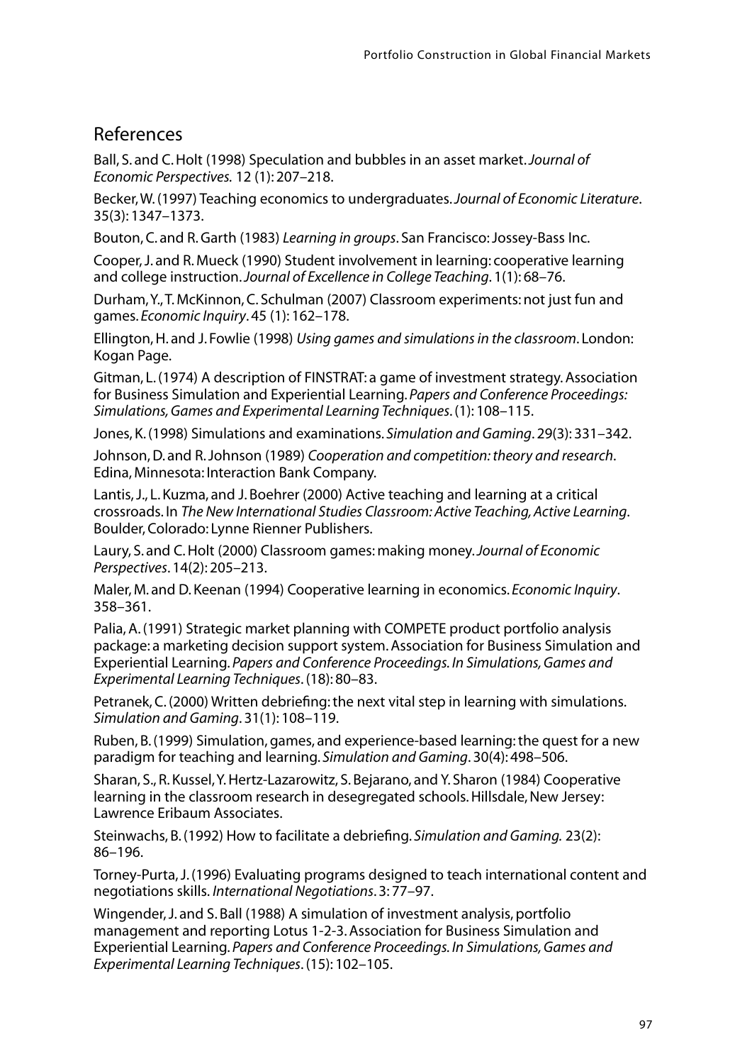## References

Ball, S. and C. Holt (1998) Speculation and bubbles in an asset market. *Journal of Economic Perspectives.* 12 (1): 207–218.

Becker, W. (1997) Teaching economics to undergraduates. *Journal of Economic Literature*. 35(3): 1347–1373.

Bouton, C. and R. Garth (1983) *Learning in groups*. San Francisco: Jossey-Bass Inc.

Cooper, J. and R. Mueck (1990) Student involvement in learning: cooperative learning and college instruction. *Journal of Excellence in College Teaching*. 1(1): 68–76.

Durham, Y., T. McKinnon, C. Schulman (2007) Classroom experiments: not just fun and games. *Economic Inquiry*. 45 (1): 162–178.

Ellington, H. and J. Fowlie (1998) *Using games and simulations in the classroom*. London: Kogan Page.

Gitman, L. (1974) A description of FINSTRAT: a game of investment strategy. Association for Business Simulation and Experiential Learning. *Papers and Conference Proceedings: Simulations, Games and Experimental Learning Techniques*. (1): 108–115.

Jones, K. (1998) Simulations and examinations. *Simulation and Gaming*. 29(3): 331–342.

Johnson, D. and R. Johnson (1989) *Cooperation and competition: theory and research*. Edina, Minnesota: Interaction Bank Company.

Lantis, J., L. Kuzma, and J. Boehrer (2000) Active teaching and learning at a critical crossroads. In *The New International Studies Classroom: Active Teaching, Active Learning*. Boulder, Colorado: Lynne Rienner Publishers.

Laury, S. and C. Holt (2000) Classroom games: making money. *Journal of Economic Perspectives*. 14(2): 205–213.

Maler, M. and D. Keenan (1994) Cooperative learning in economics. *Economic Inquiry*. 358–361.

Palia, A. (1991) Strategic market planning with COMPETE product portfolio analysis package: a marketing decision support system. Association for Business Simulation and Experiential Learning. *Papers and Conference Proceedings. In Simulations, Games and Experimental Learning Techniques*. (18): 80–83.

Petranek, C. (2000) Written debriefing: the next vital step in learning with simulations. *Simulation and Gaming*. 31(1): 108–119.

Ruben, B. (1999) Simulation, games, and experience-based learning: the quest for a new paradigm for teaching and learning. *Simulation and Gaming*. 30(4): 498–506.

Sharan, S., R. Kussel, Y. Hertz-Lazarowitz, S. Bejarano, and Y. Sharon (1984) Cooperative learning in the classroom research in desegregated schools. Hillsdale, New Jersey: Lawrence Eribaum Associates.

Steinwachs, B. (1992) How to facilitate a debriefing. *Simulation and Gaming.* 23(2): 86–196.

Torney-Purta, J. (1996) Evaluating programs designed to teach international content and negotiations skills. *International Negotiations*. 3: 77–97.

Wingender, J. and S. Ball (1988) A simulation of investment analysis, portfolio management and reporting Lotus 1-2-3. Association for Business Simulation and Experiential Learning. *Papers and Conference Proceedings. In Simulations, Games and Experimental Learning Techniques*. (15): 102–105.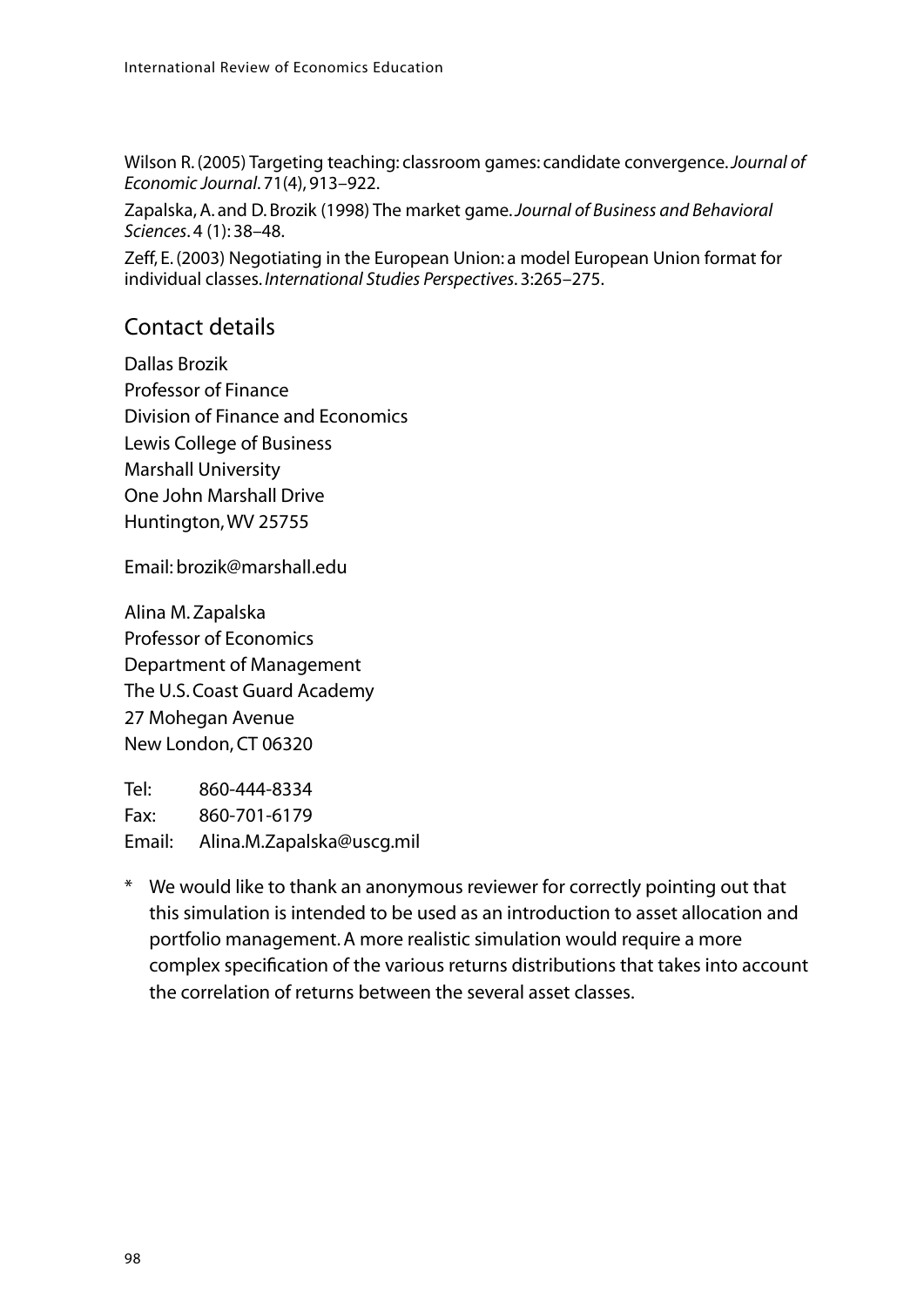Wilson R. (2005) Targeting teaching: classroom games: candidate convergence. *Journal of Economic Journal*. 71(4), 913–922.

Zapalska, A. and D. Brozik (1998) The market game. *Journal of Business and Behavioral Sciences*. 4 (1): 38–48.

Zeff, E. (2003) Negotiating in the European Union: a model European Union format for individual classes. *International Studies Perspectives*. 3:265–275.

## Contact details

Dallas Brozik
Professor of Finance
Division of Finance and Economics
Lewis College of Business
Marshall University
One John Marshall Drive
Huntington, WV 25755

Email: brozik@marshall.edu

Alina M. Zapalska
Professor of Economics
Department of Management
The U.S. Coast Guard Academy
27 Mohegan Avenue
New London, CT 06320

Tel: 860-444-8334
Fax: 860-701-6179
Email: Alina.M.Zapalska@uscg.mil

\* We would like to thank an anonymous reviewer for correctly pointing out that this simulation is intended to be used as an introduction to asset allocation and portfolio management. A more realistic simulation would require a more complex specification of the various returns distributions that takes into account the correlation of returns between the several asset classes.